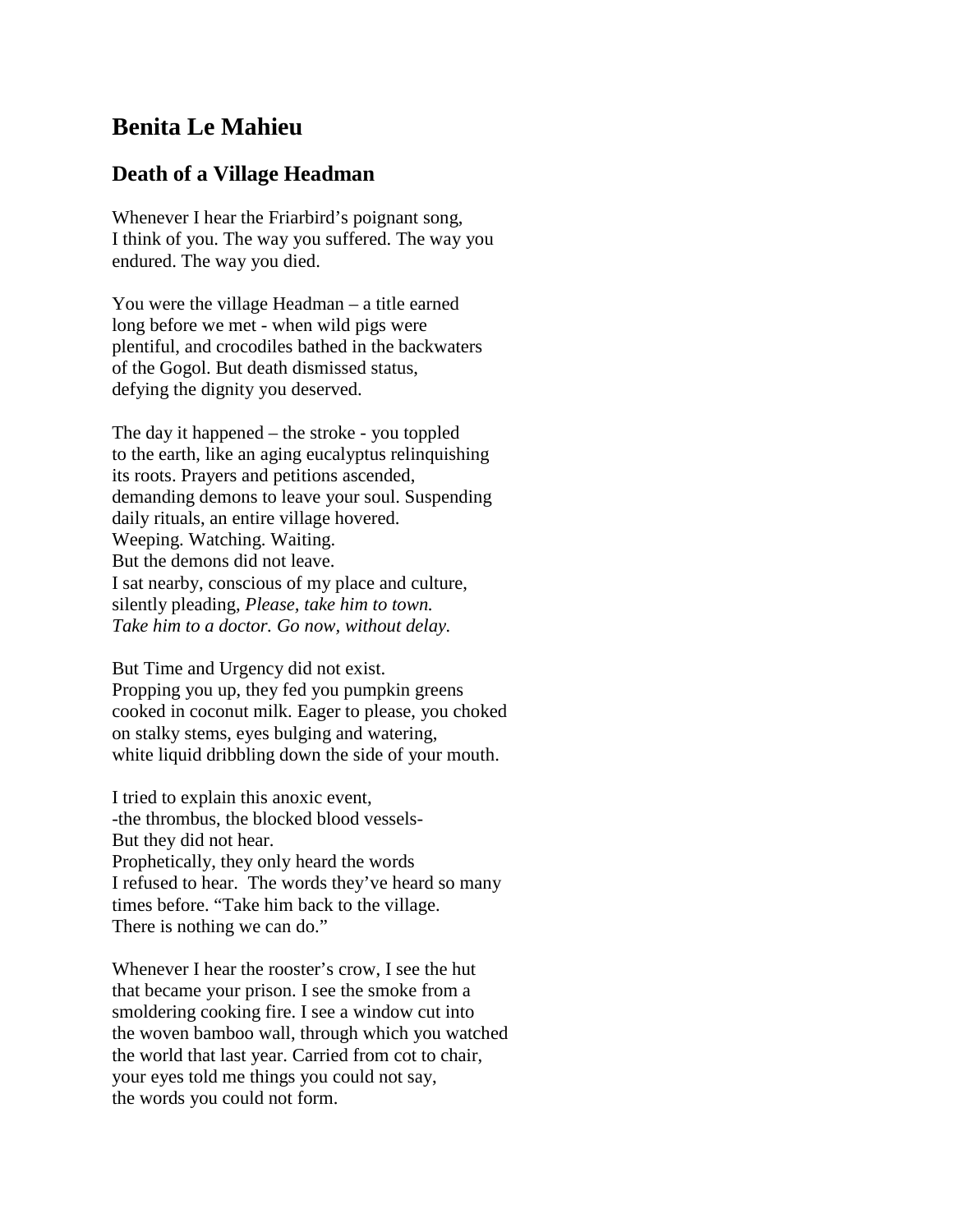# Benita Le Mahieu

## Death of a Village Headman

Whenever I hear the Friarbird's poignant song,  
I think of you. The way you suffered. The way you  
endured. The way you died.

You were the village Headman – a title earned  
long before we met - when wild pigs were  
plentiful, and crocodiles bathed in the backwaters  
of the Gogol. But death dismissed status,  
defying the dignity you deserved.

The day it happened – the stroke - you toppled  
to the earth, like an aging eucalyptus relinquishing  
its roots. Prayers and petitions ascended,  
demanding demons to leave your soul. Suspending  
daily rituals, an entire village hovered.  
Weeping. Watching. Waiting.  
But the demons did not leave.  
I sat nearby, conscious of my place and culture,  
silently pleading, *Please, take him to town.*  
*Take him to a doctor. Go now, without delay.*

But Time and Urgency did not exist.  
Propping you up, they fed you pumpkin greens  
cooked in coconut milk. Eager to please, you choked  
on stalky stems, eyes bulging and watering,  
white liquid dribbling down the side of your mouth.

I tried to explain this anoxic event,  
-the thrombus, the blocked blood vessels-  
But they did not hear.  
Prophetically, they only heard the words  
I refused to hear. The words they've heard so many  
times before. "Take him back to the village.  
There is nothing we can do."

Whenever I hear the rooster's crow, I see the hut  
that became your prison. I see the smoke from a  
smoldering cooking fire. I see a window cut into  
the woven bamboo wall, through which you watched  
the world that last year. Carried from cot to chair,  
your eyes told me things you could not say,  
the words you could not form.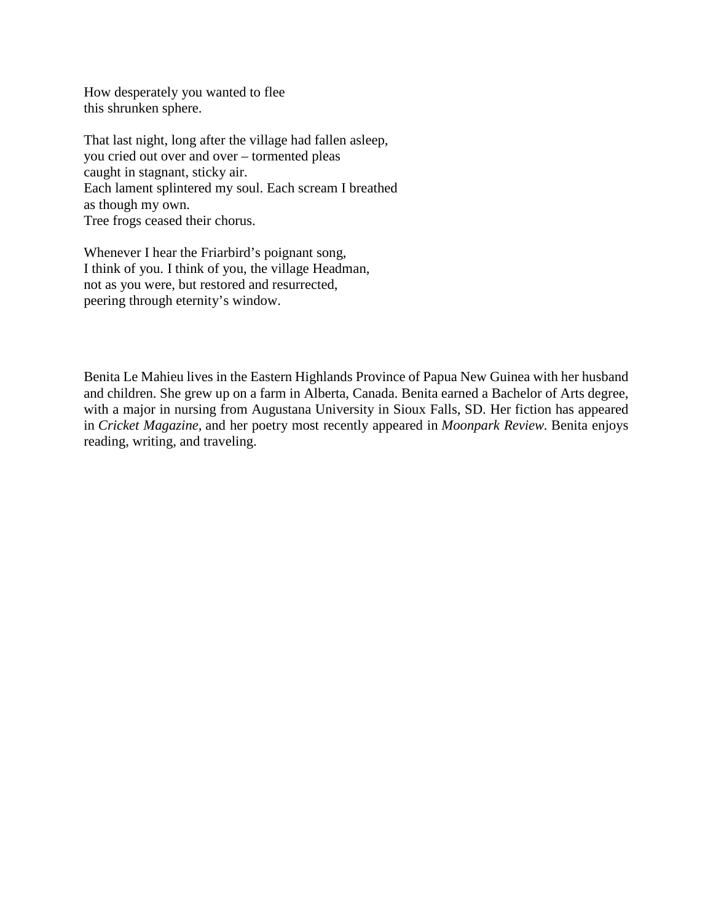How desperately you wanted to flee  
this shrunken sphere.

That last night, long after the village had fallen asleep,  
you cried out over and over – tormented pleas  
caught in stagnant, sticky air.  
Each lament splintered my soul. Each scream I breathed  
as though my own.  
Tree frogs ceased their chorus.

Whenever I hear the Friarbird's poignant song,  
I think of you. I think of you, the village Headman,  
not as you were, but restored and resurrected,  
peering through eternity's window.

Benita Le Mahieu lives in the Eastern Highlands Province of Papua New Guinea with her husband and children. She grew up on a farm in Alberta, Canada. Benita earned a Bachelor of Arts degree, with a major in nursing from Augustana University in Sioux Falls, SD. Her fiction has appeared in *Cricket Magazine*, and her poetry most recently appeared in *Moonpark Review*. Benita enjoys reading, writing, and traveling.